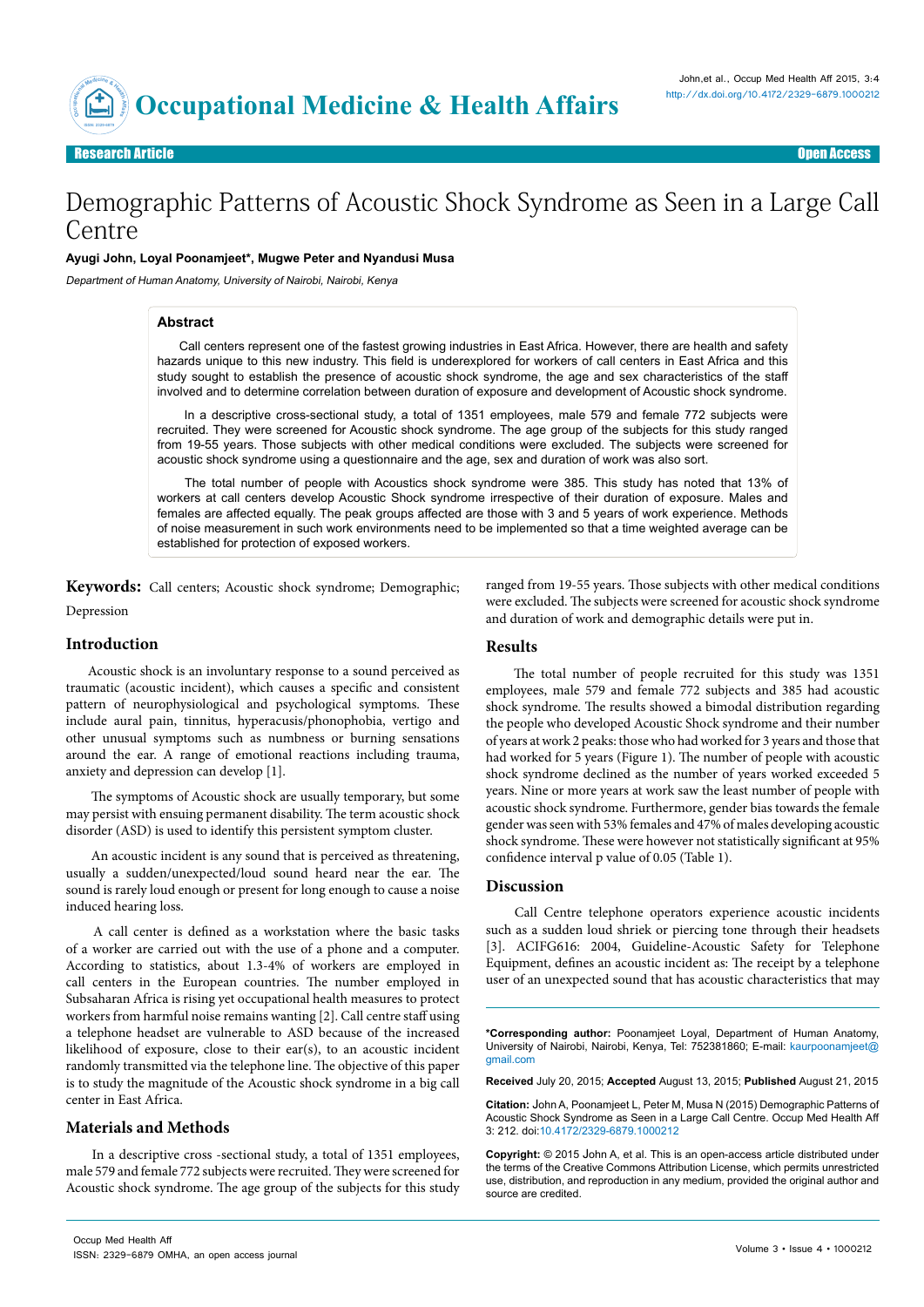Research Article | Open Access

# Demographic Patterns of Acoustic Shock Syndrome as Seen in a Large Call Centre

**Ayugi John, Loyal Poonamjeet*, Mugwe Peter and Nyandusi Musa**

*Department of Human Anatomy, University of Nairobi, Nairobi, Kenya*

## Abstract

Call centers represent one of the fastest growing industries in East Africa. However, there are health and safety hazards unique to this new industry. This field is underexplored for workers of call centers in East Africa and this study sought to establish the presence of acoustic shock syndrome, the age and sex characteristics of the staff involved and to determine correlation between duration of exposure and development of Acoustic shock syndrome.

In a descriptive cross-sectional study, a total of 1351 employees, male 579 and female 772 subjects were recruited. They were screened for Acoustic shock syndrome. The age group of the subjects for this study ranged from 19-55 years. Those subjects with other medical conditions were excluded. The subjects were screened for acoustic shock syndrome using a questionnaire and the age, sex and duration of work was also sort.

The total number of people with Acoustics shock syndrome were 385. This study has noted that 13% of workers at call centers develop Acoustic Shock syndrome irrespective of their duration of exposure. Males and females are affected equally. The peak groups affected are those with 3 and 5 years of work experience. Methods of noise measurement in such work environments need to be implemented so that a time weighted average can be established for protection of exposed workers.

**Keywords:** Call centers; Acoustic shock syndrome; Demographic; Depression

## Introduction

Acoustic shock is an involuntary response to a sound perceived as traumatic (acoustic incident), which causes a specific and consistent pattern of neurophysiological and psychological symptoms. These include aural pain, tinnitus, hyperacusis/phonophobia, vertigo and other unusual symptoms such as numbness or burning sensations around the ear. A range of emotional reactions including trauma, anxiety and depression can develop [1].

The symptoms of Acoustic shock are usually temporary, but some may persist with ensuing permanent disability. The term acoustic shock disorder (ASD) is used to identify this persistent symptom cluster.

An acoustic incident is any sound that is perceived as threatening, usually a sudden/unexpected/loud sound heard near the ear. The sound is rarely loud enough or present for long enough to cause a noise induced hearing loss.

A call center is defined as a workstation where the basic tasks of a worker are carried out with the use of a phone and a computer. According to statistics, about 1.3-4% of workers are employed in call centers in the European countries. The number employed in Subsaharan Africa is rising yet occupational health measures to protect workers from harmful noise remains wanting [2]. Call centre staff using a telephone headset are vulnerable to ASD because of the increased likelihood of exposure, close to their ear(s), to an acoustic incident randomly transmitted via the telephone line. The objective of this paper is to study the magnitude of the Acoustic shock syndrome in a big call center in East Africa.

## Materials and Methods

In a descriptive cross -sectional study, a total of 1351 employees, male 579 and female 772 subjects were recruited. They were screened for Acoustic shock syndrome. The age group of the subjects for this study ranged from 19-55 years. Those subjects with other medical conditions were excluded. The subjects were screened for acoustic shock syndrome and duration of work and demographic details were put in.

## Results

The total number of people recruited for this study was 1351 employees, male 579 and female 772 subjects and 385 had acoustic shock syndrome. The results showed a bimodal distribution regarding the people who developed Acoustic Shock syndrome and their number of years at work 2 peaks: those who had worked for 3 years and those that had worked for 5 years (Figure 1). The number of people with acoustic shock syndrome declined as the number of years worked exceeded 5 years. Nine or more years at work saw the least number of people with acoustic shock syndrome. Furthermore, gender bias towards the female gender was seen with 53% females and 47% of males developing acoustic shock syndrome. These were however not statistically significant at 95% confidence interval p value of 0.05 (Table 1).

## Discussion

Call Centre telephone operators experience acoustic incidents such as a sudden loud shriek or piercing tone through their headsets [3]. ACIFG616: 2004, Guideline-Acoustic Safety for Telephone Equipment, defines an acoustic incident as: The receipt by a telephone user of an unexpected sound that has acoustic characteristics that may

---

**\*Corresponding author:** Poonamjeet Loyal, Department of Human Anatomy, University of Nairobi, Nairobi, Kenya, Tel: 752381860; E-mail: kaurpoonamjeet@gmail.com

**Received** July 20, 2015; **Accepted** August 13, 2015; **Published** August 21, 2015

**Citation:** John A, Poonamjeet L, Peter M, Musa N (2015) Demographic Patterns of Acoustic Shock Syndrome as Seen in a Large Call Centre. Occup Med Health Aff 3: 212. doi:10.4172/2329-6879.1000212

**Copyright:** © 2015 John A, et al. This is an open-access article distributed under the terms of the Creative Commons Attribution License, which permits unrestricted use, distribution, and reproduction in any medium, provided the original author and source are credited.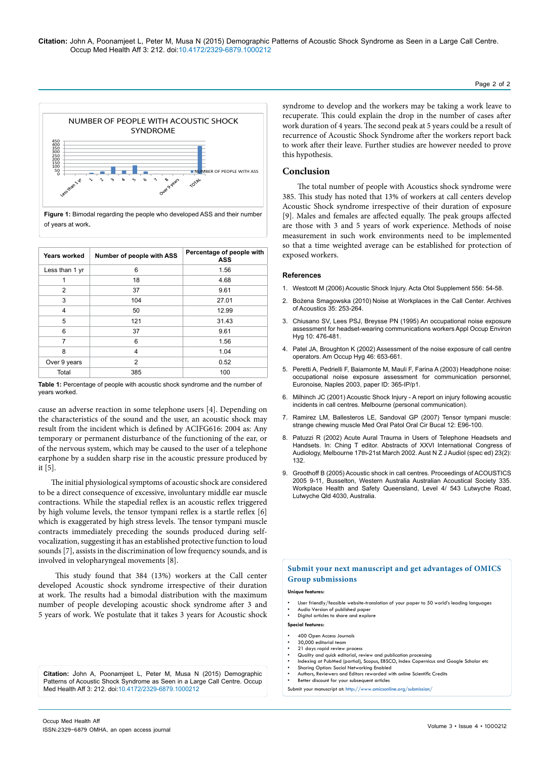NUMBER OF PEOPLE WITH ACOUSTIC SHOCK SYNDROME

450
400
350
300
250
200
150
100
50
0

Less than 1 yr
1
2
3
4
5
6
7
8
Over 9 years
TOTAL

NUMBER OF PEOPLE WITH ASS

**Figure 1:** Bimodal regarding the people who developed ASS and their number of years at work.

| Years worked | Number of people with ASS | Percentage of people with ASS |
|---|---|---|
| Less than 1 yr | 6 | 1.56 |
| 1 | 18 | 4.68 |
| 2 | 37 | 9.61 |
| 3 | 104 | 27.01 |
| 4 | 50 | 12.99 |
| 5 | 121 | 31.43 |
| 6 | 37 | 9.61 |
| 7 | 6 | 1.56 |
| 8 | 4 | 1.04 |
| Over 9 years | 2 | 0.52 |
| Total | 385 | 100 |

**Table 1:** Percentage of people with acoustic shock syndrome and the number of years worked.

cause an adverse reaction in some telephone users [4]. Depending on the characteristics of the sound and the user, an acoustic shock may result from the incident which is defined by ACIFG616: 2004 as: Any temporary or permanent disturbance of the functioning of the ear, or of the nervous system, which may be caused to the user of a telephone earphone by a sudden sharp rise in the acoustic pressure produced by it [5].

The initial physiological symptoms of acoustic shock are considered to be a direct consequence of excessive, involuntary middle ear muscle contractions. While the stapedial reflex is an acoustic reflex triggered by high volume levels, the tensor tympani reflex is a startle reflex [6] which is exaggerated by high stress levels. The tensor tympani muscle contracts immediately preceding the sounds produced during self-vocalization, suggesting it has an established protective function to loud sounds [7], assists in the discrimination of low frequency sounds, and is involved in velopharyngeal movements [8].

This study found that 384 (13%) workers at the Call center developed Acoustic shock syndrome irrespective of their duration at work. The results had a bimodal distribution with the maximum number of people developing acoustic shock syndrome after 3 and 5 years of work. We postulate that it takes 3 years for Acoustic shock syndrome to develop and the workers may be taking a work leave to recuperate. This could explain the drop in the number of cases after work duration of 4 years. The second peak at 5 years could be a result of recurrence of Acoustic Shock Syndrome after the workers report back to work after their leave. Further studies are however needed to prove this hypothesis.

## Conclusion

The total number of people with Acoustics shock syndrome were 385. This study has noted that 13% of workers at call centers develop Acoustic Shock syndrome irrespective of their duration of exposure [9]. Males and females are affected equally. The peak groups affected are those with 3 and 5 years of work experience. Methods of noise measurement in such work environments need to be implemented so that a time weighted average can be established for protection of exposed workers.

### References

1. Westcott M (2006) Acoustic Shock Injury. Acta Otol Supplement 556: 54-58.
2. Bożena Smagowska (2010) Noise at Workplaces in the Call Center. Archives of Acoustics 35: 253-264.
3. Chiusano SV, Lees PSJ, Breysse PN (1995) An occupational noise exposure assessment for headset-wearing communications workers Appl Occup Environ Hyg 10: 476-481.
4. Patel JA, Broughton K (2002) Assessment of the noise exposure of call centre operators. Am Occup Hyg 46: 653-661.
5. Peretti A, Pedrielli F, Baiamonte M, Mauli F, Farina A (2003) Headphone noise: occupational noise exposure assessment for communication personnel, Euronoise, Naples 2003, paper ID: 365-IP/p1.
6. Milhinch JC (2001) Acoustic Shock Injury - A report on injury following acoustic incidents in call centres. Melbourne (personal communication).
7. Ramirez LM, Ballesteros LE, Sandoval GP (2007) Tensor tympani muscle: strange chewing muscle Med Oral Patol Oral Cir Bucal 12: E96-100.
8. Patuzzi R (2002) Acute Aural Trauma in Users of Telephone Headsets and Handsets. In: Ching T editor. Abstracts of XXVI International Congress of Audiology, Melbourne 17th-21st March 2002. Aust N Z J Audiol (spec ed) 23(2): 132.
9. Groothoff B (2005) Acoustic shock in call centres. Proceedings of ACOUSTICS 2005 9-11, Busselton, Western Australia Australian Acoustical Society 335. Workplace Health and Safety Queensland, Level 4/ 543 Lutwyche Road, Lutwyche Qld 4030, Australia.

**Submit your next manuscript and get advantages of OMICS Group submissions**

**Unique features:**

- User friendly/feasible website-translation of your paper to 50 world's leading languages
- Audio Version of published paper
- Digital articles to share and explore

**Special features:**

- 400 Open Access Journals
- 30,000 editorial team
- 21 days rapid review process
- Quality and quick editorial, review and publication processing
- Indexing at PubMed (partial), Scopus, EBSCO, Index Copernicus and Google Scholar etc
- Sharing Option: Social Networking Enabled
- Authors, Reviewers and Editors rewarded with online Scientific Credits
- Better discount for your subsequent articles

Submit your manuscript at: http://www.omicsonline.org/submission/

**Citation:** John A, Poonamjeet L, Peter M, Musa N (2015) Demographic Patterns of Acoustic Shock Syndrome as Seen in a Large Call Centre. Occup Med Health Aff 3: 212. doi:10.4172/2329-6879.1000212